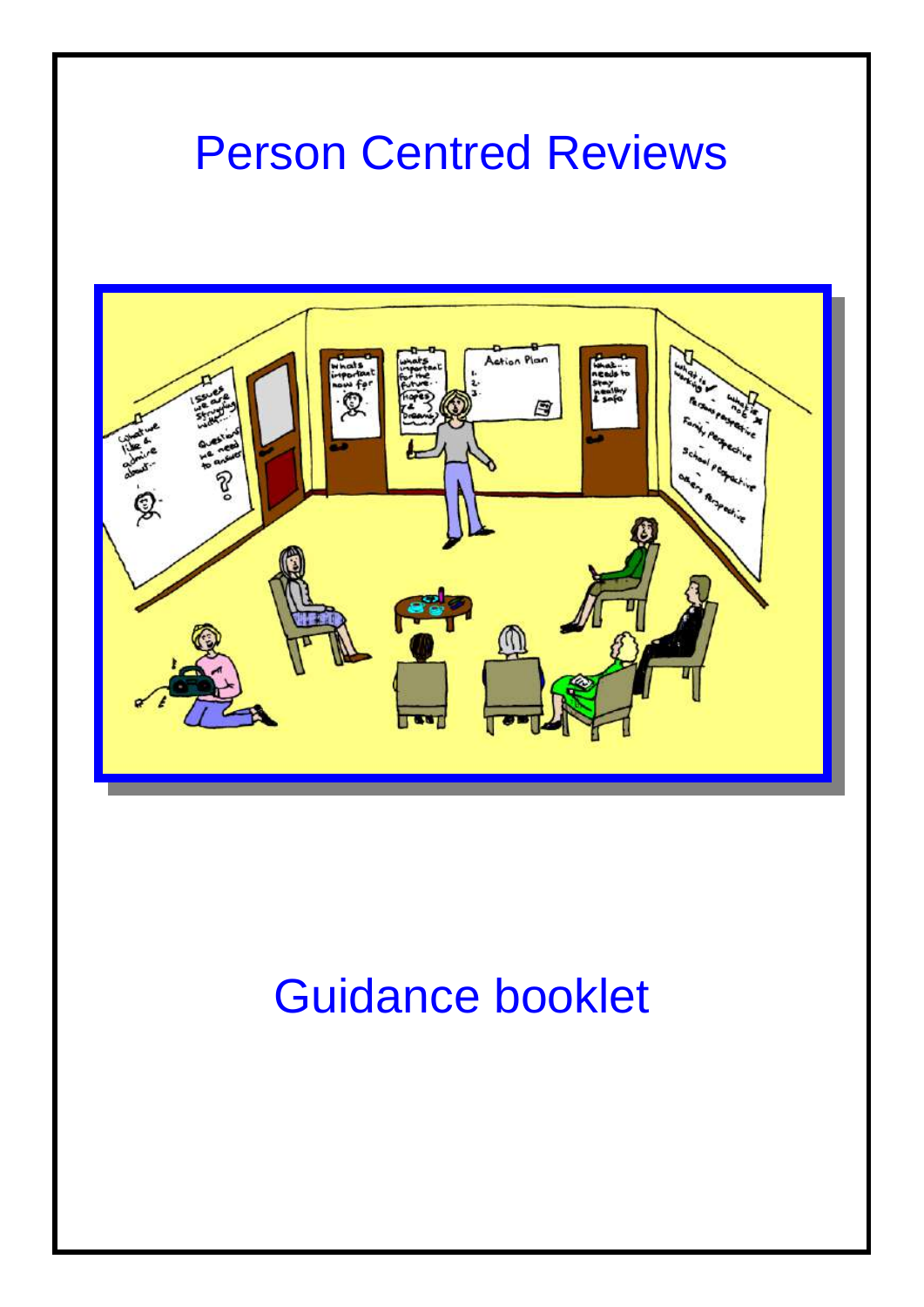# Person Centred Reviews

## Guidance booklet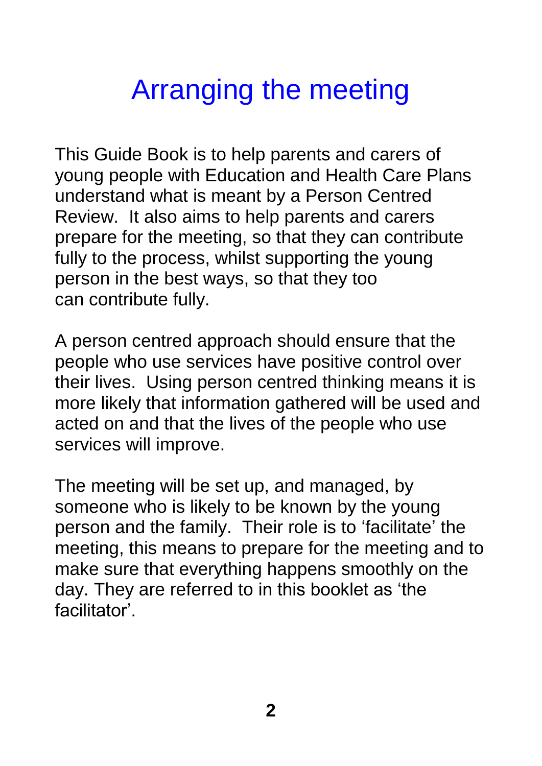# Arranging the meeting

This Guide Book is to help parents and carers of young people with Education and Health Care Plans understand what is meant by a Person Centred Review. It also aims to help parents and carers prepare for the meeting, so that they can contribute fully to the process, whilst supporting the young person in the best ways, so that they too can contribute fully.

A person centred approach should ensure that the people who use services have positive control over their lives. Using person centred thinking means it is more likely that information gathered will be used and acted on and that the lives of the people who use services will improve.

The meeting will be set up, and managed, by someone who is likely to be known by the young person and the family. Their role is to 'facilitate' the meeting, this means to prepare for the meeting and to make sure that everything happens smoothly on the day. They are referred to in this booklet as 'the facilitator'.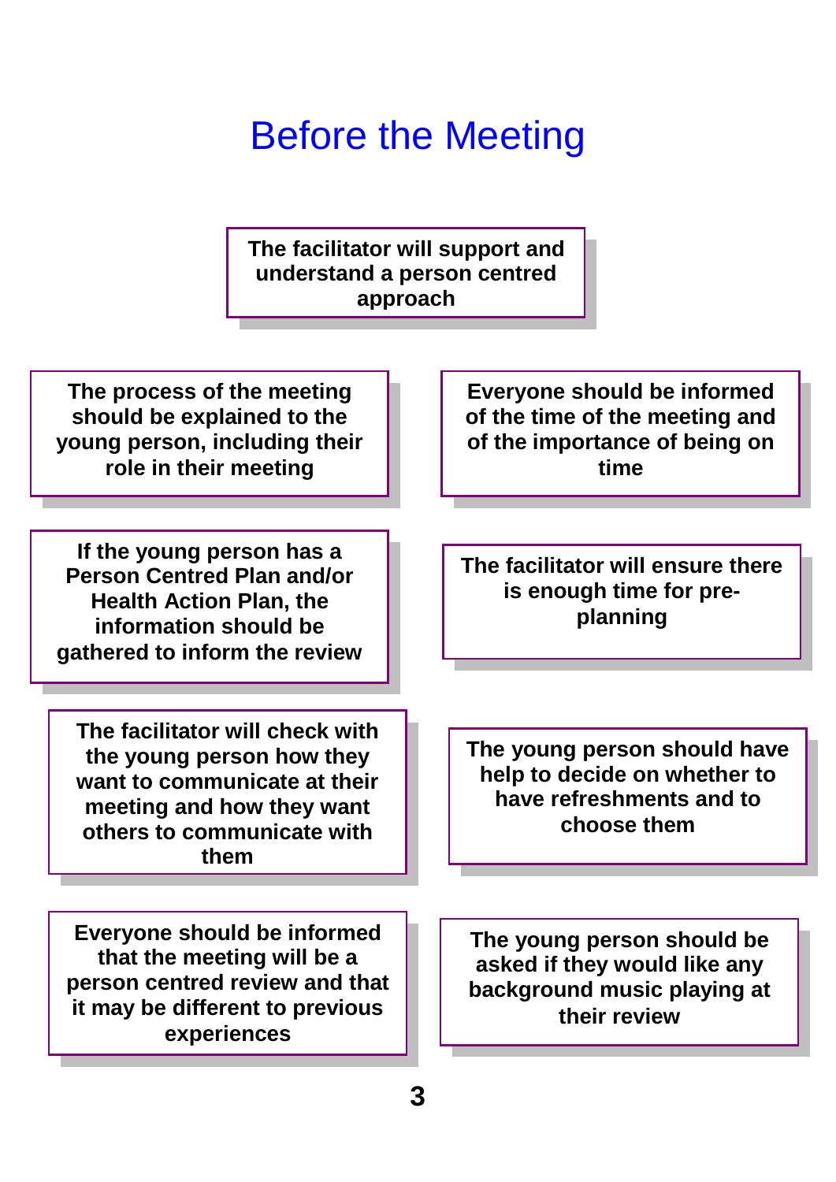# Before the Meeting

**The facilitator will support and understand a person centred approach**

**The process of the meeting should be explained to the young person, including their role in their meeting**

**Everyone should be informed of the time of the meeting and of the importance of being on time**

**If the young person has a Person Centred Plan and/or Health Action Plan, the information should be gathered to inform the review**

**The facilitator will ensure there is enough time for pre-planning**

**The facilitator will check with the young person how they want to communicate at their meeting and how they want others to communicate with them**

**The young person should have help to decide on whether to have refreshments and to choose them**

**Everyone should be informed that the meeting will be a person centred review and that it may be different to previous experiences**

**The young person should be asked if they would like any background music playing at their review**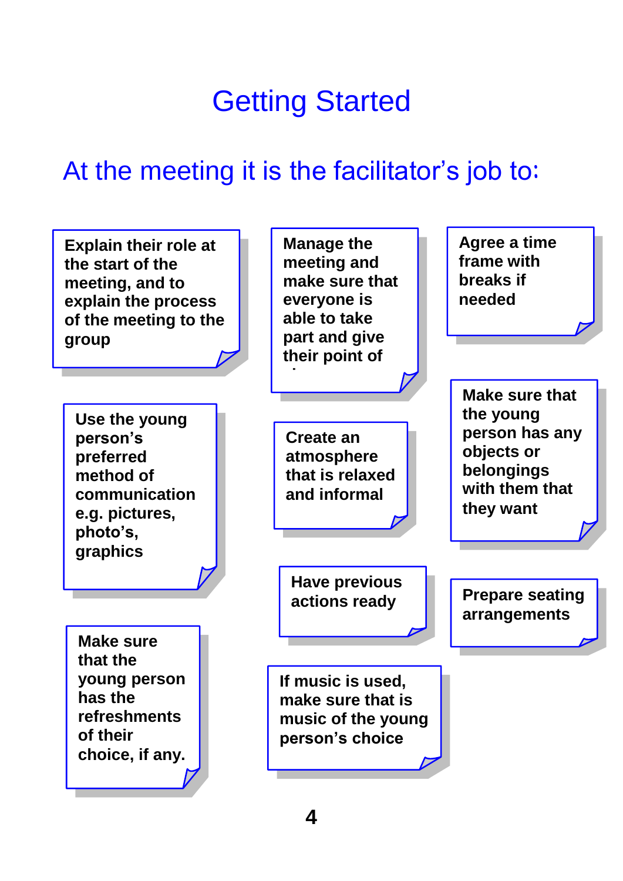# Getting Started

## At the meeting it is the facilitator's job to:

- Explain their role at the start of the meeting, and to explain the process of the meeting to the group
- Manage the meeting and make sure that everyone is able to take part and give their point of view
- Agree a time frame with breaks if needed
- Use the young person's preferred method of communication e.g. pictures, photo's, graphics
- Create an atmosphere that is relaxed and informal
- Make sure that the young person has any objects or belongings with them that they want
- Have previous actions ready
- Prepare seating arrangements
- Make sure that the young person has the refreshments of their choice, if any.
- If music is used, make sure that is music of the young person's choice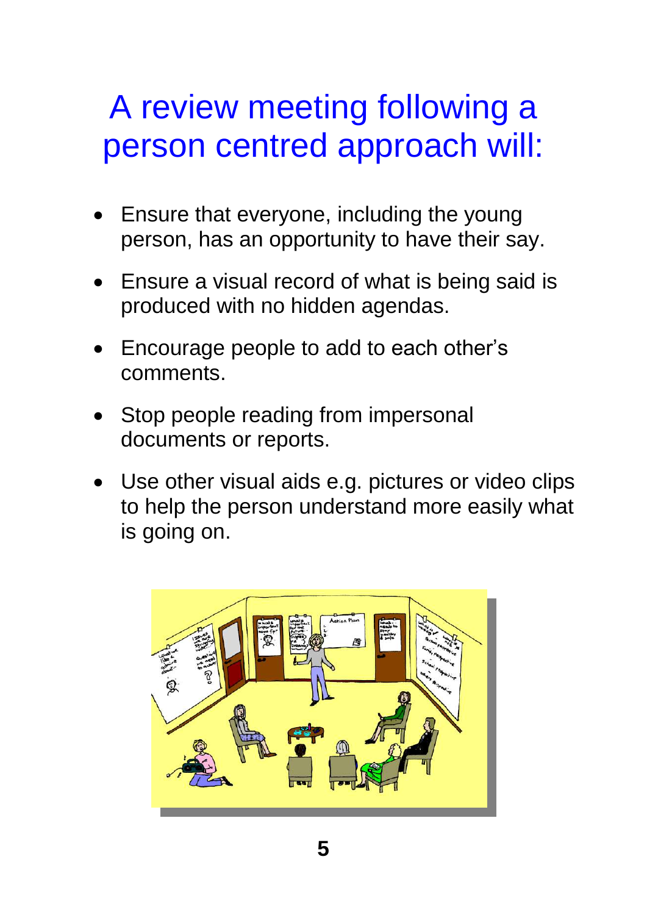# A review meeting following a person centred approach will:

- Ensure that everyone, including the young person, has an opportunity to have their say.
- Ensure a visual record of what is being said is produced with no hidden agendas.
- Encourage people to add to each other's comments.
- Stop people reading from impersonal documents or reports.
- Use other visual aids e.g. pictures or video clips to help the person understand more easily what is going on.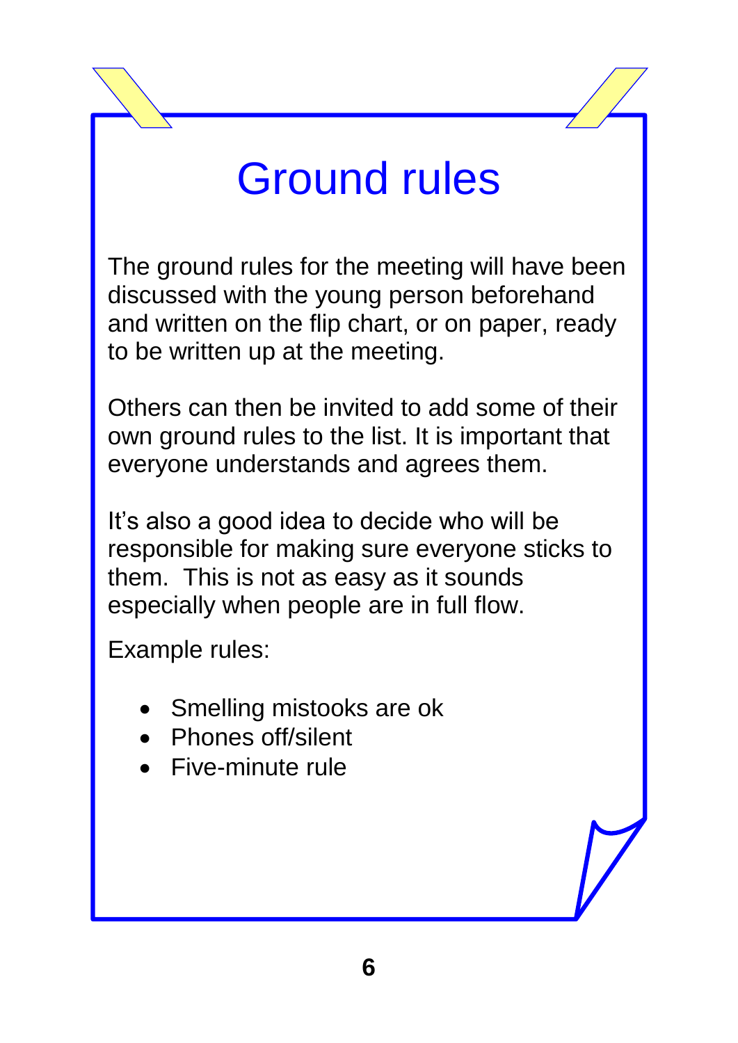# Ground rules

The ground rules for the meeting will have been discussed with the young person beforehand and written on the flip chart, or on paper, ready to be written up at the meeting.

Others can then be invited to add some of their own ground rules to the list. It is important that everyone understands and agrees them.

It's also a good idea to decide who will be responsible for making sure everyone sticks to them. This is not as easy as it sounds especially when people are in full flow.

Example rules:

- Smelling mistooks are ok
- Phones off/silent
- Five-minute rule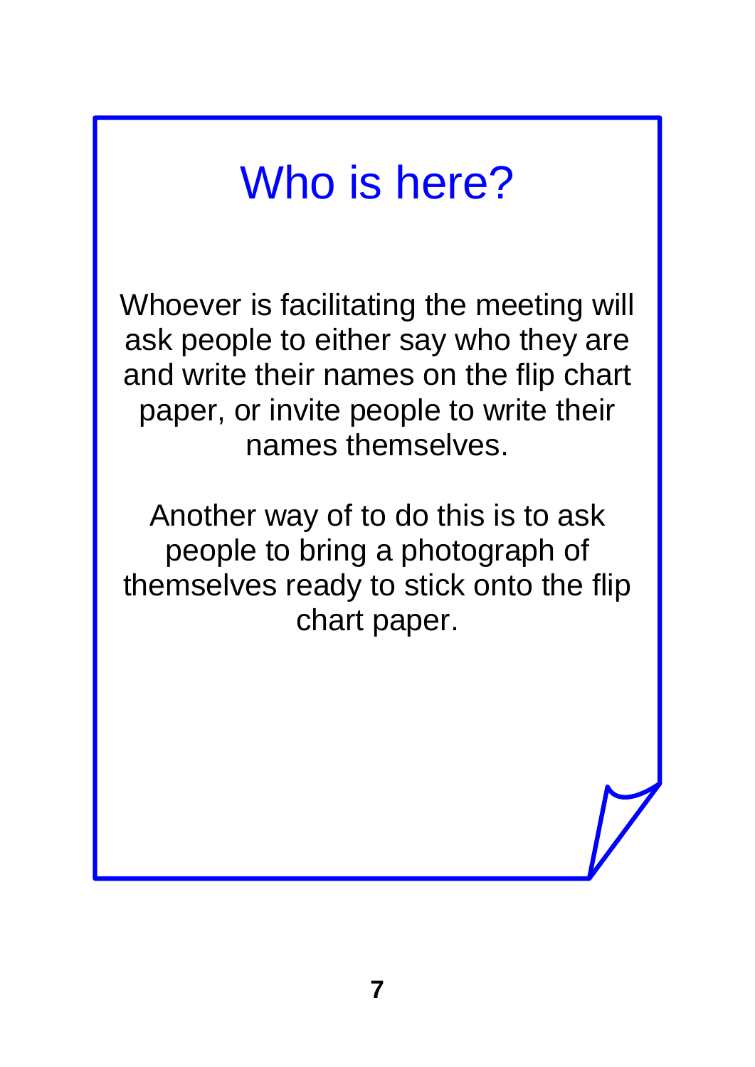# Who is here?

Whoever is facilitating the meeting will ask people to either say who they are and write their names on the flip chart paper, or invite people to write their names themselves.

Another way of to do this is to ask people to bring a photograph of themselves ready to stick onto the flip chart paper.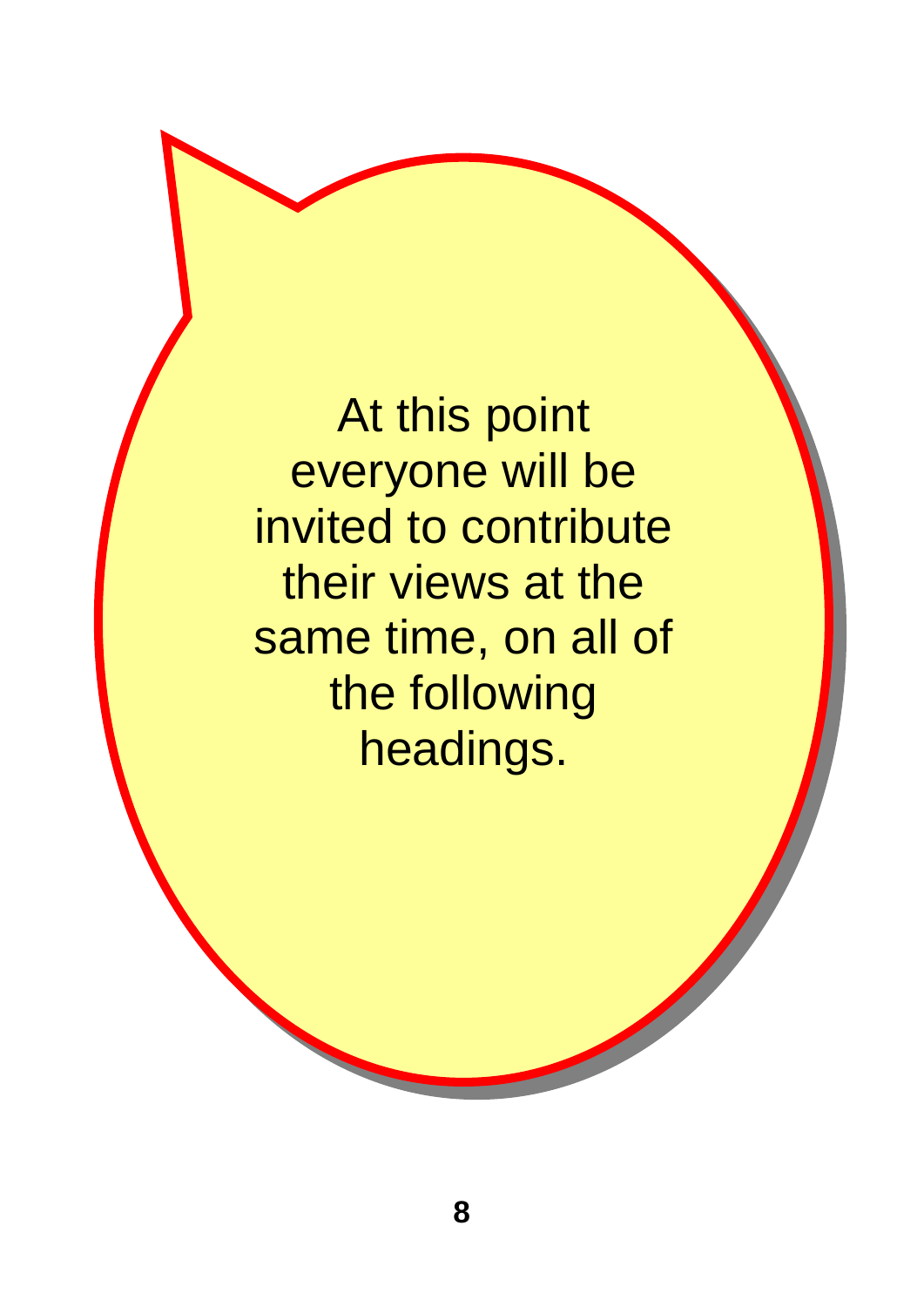At this point everyone will be invited to contribute their views at the same time, on all of the following headings.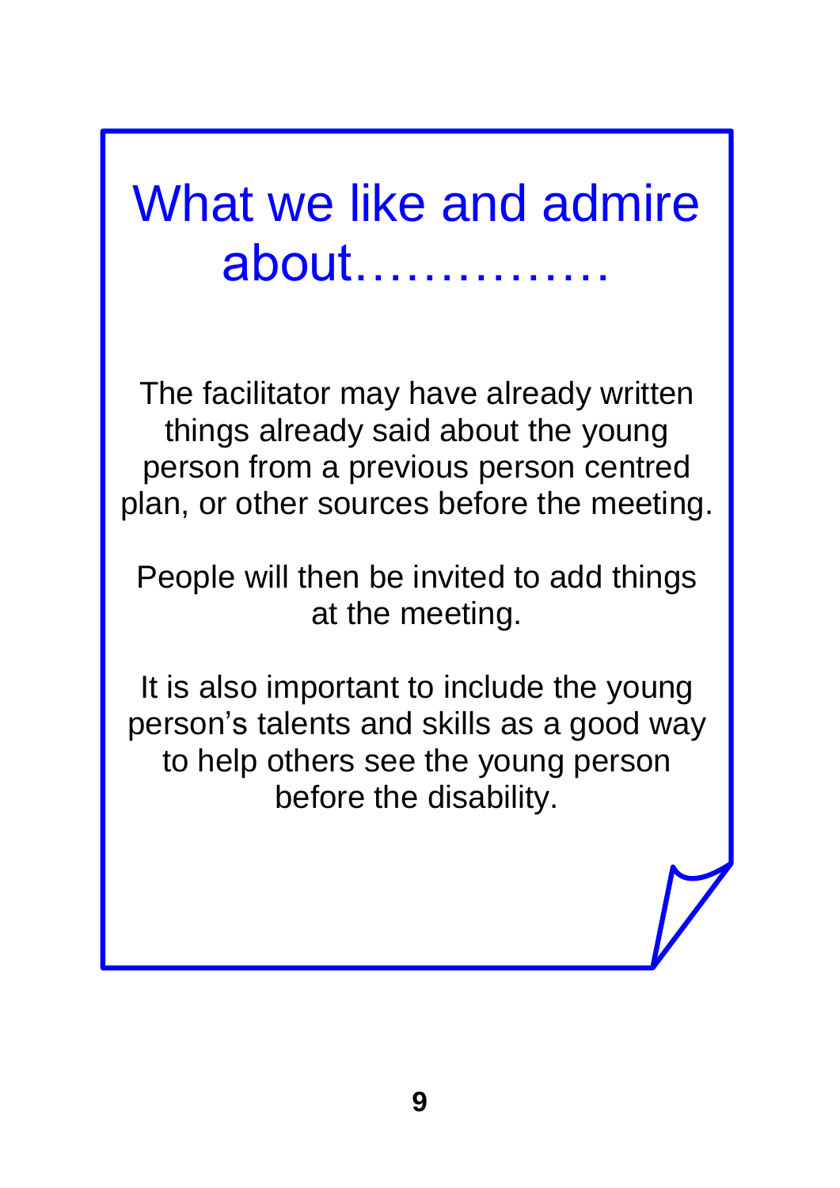# What we like and admire about……………

The facilitator may have already written things already said about the young person from a previous person centred plan, or other sources before the meeting.

People will then be invited to add things at the meeting.

It is also important to include the young person's talents and skills as a good way to help others see the young person before the disability.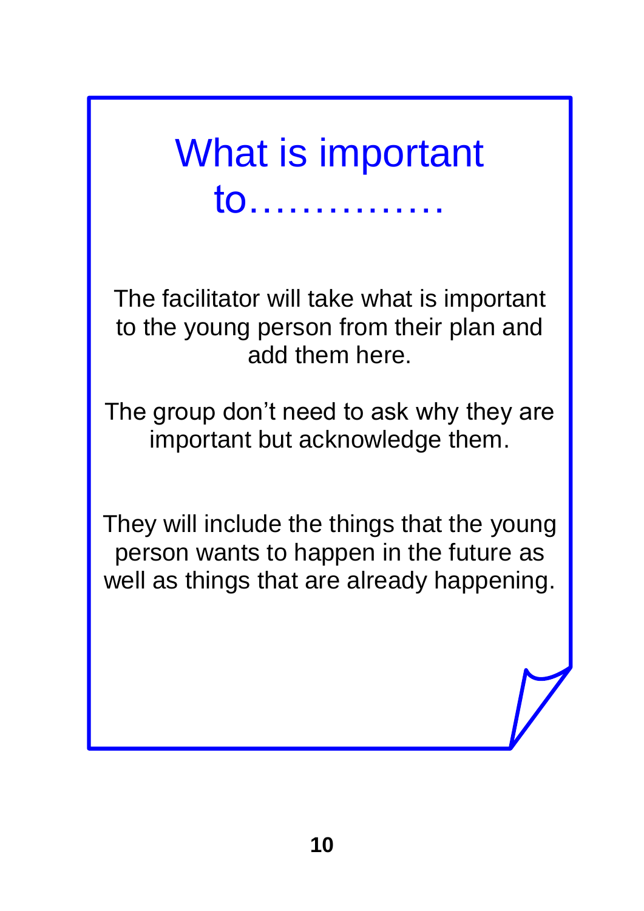# What is important to……………

The facilitator will take what is important to the young person from their plan and add them here.

The group don't need to ask why they are important but acknowledge them.

They will include the things that the young person wants to happen in the future as well as things that are already happening.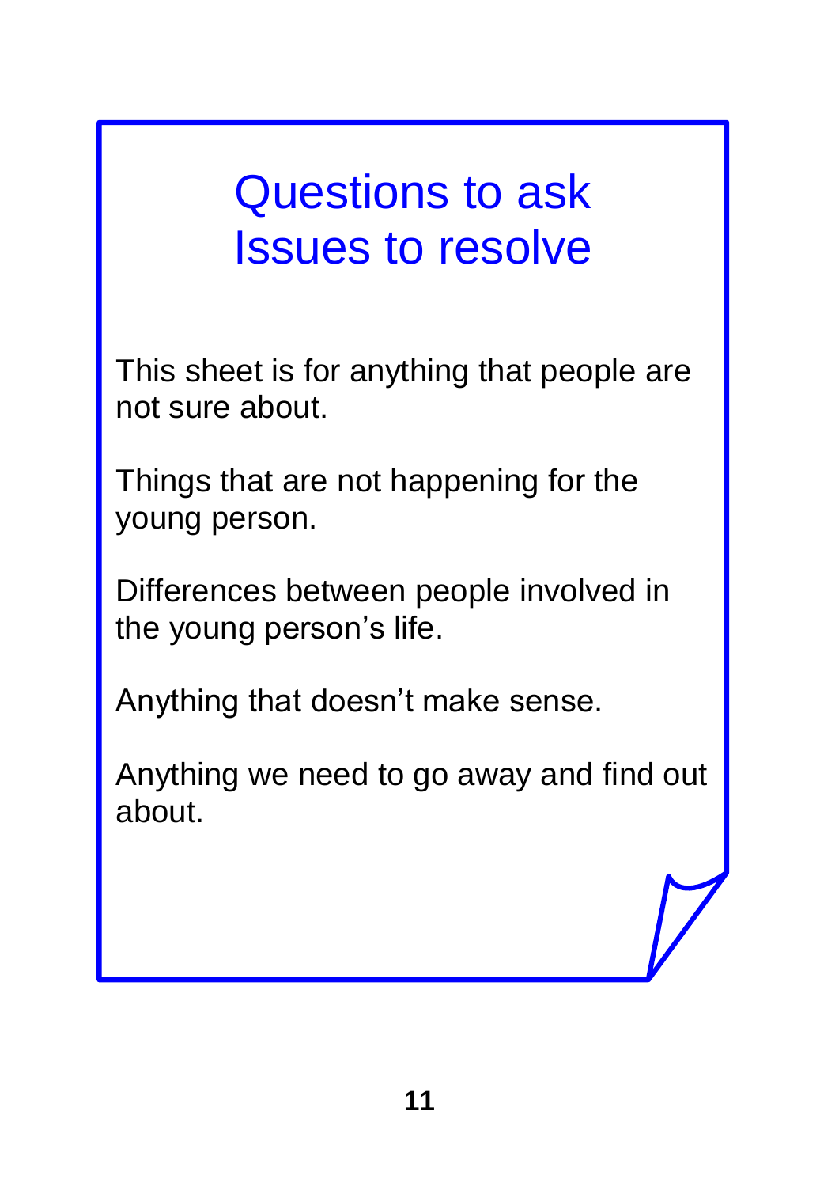# Questions to ask
# Issues to resolve

This sheet is for anything that people are not sure about.

Things that are not happening for the young person.

Differences between people involved in the young person's life.

Anything that doesn't make sense.

Anything we need to go away and find out about.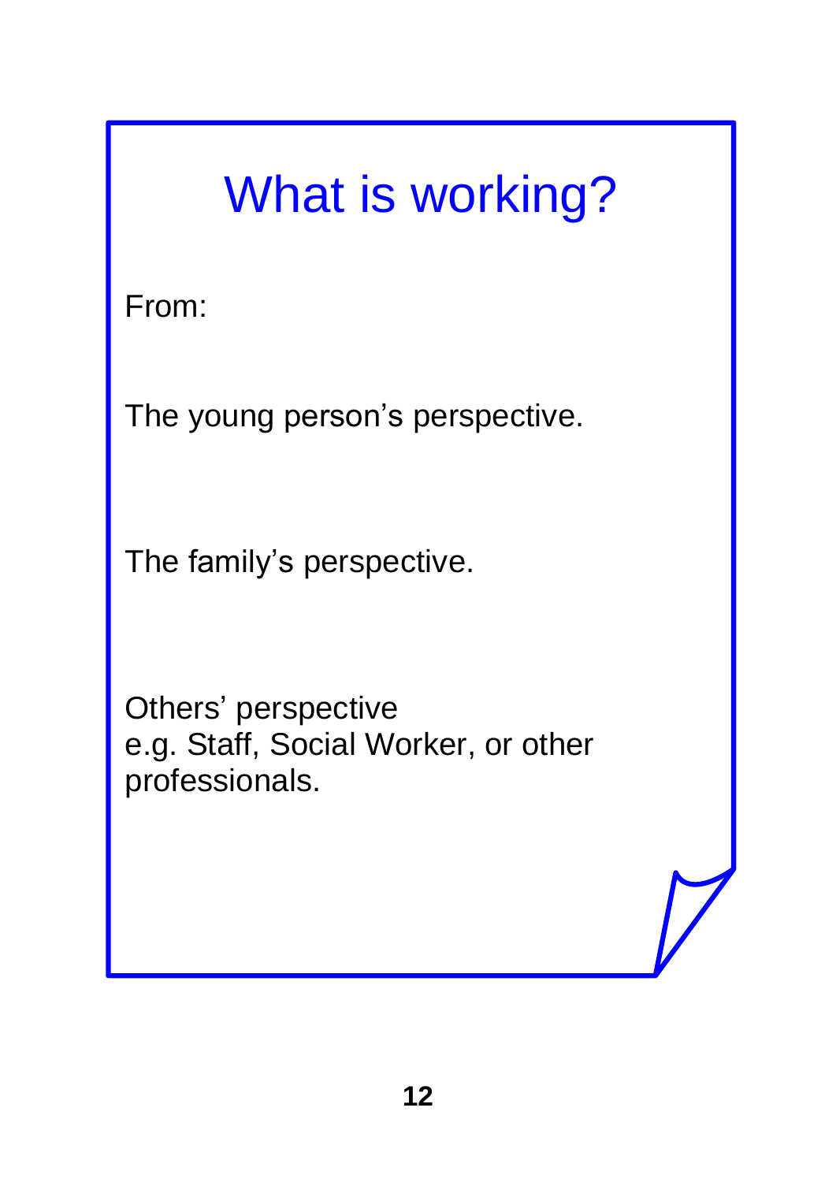# What is working?

From:

The young person’s perspective.

The family’s perspective.

Others’ perspective
e.g. Staff, Social Worker, or other professionals.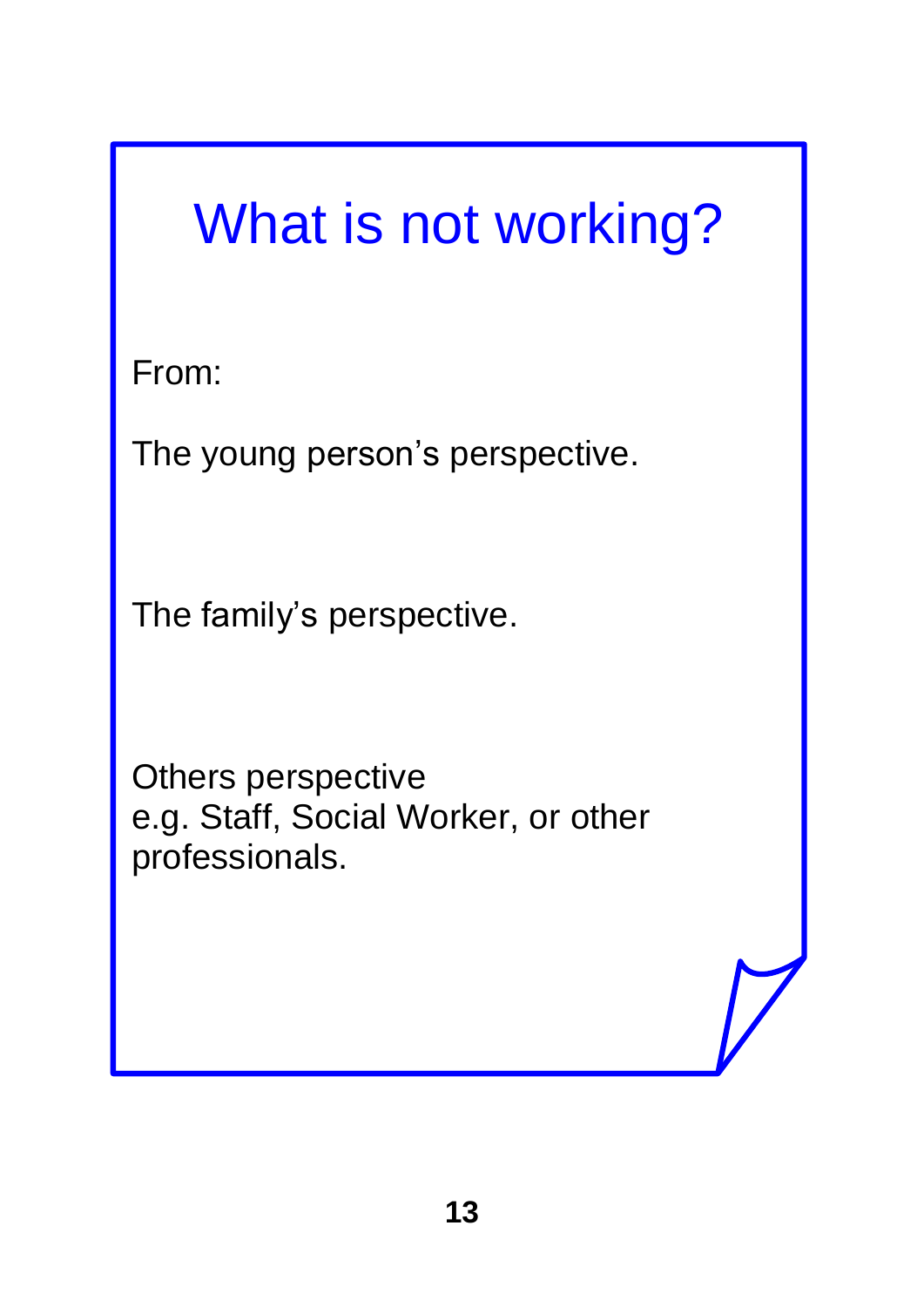# What is not working?

From:

The young person's perspective.

The family's perspective.

Others perspective
e.g. Staff, Social Worker, or other professionals.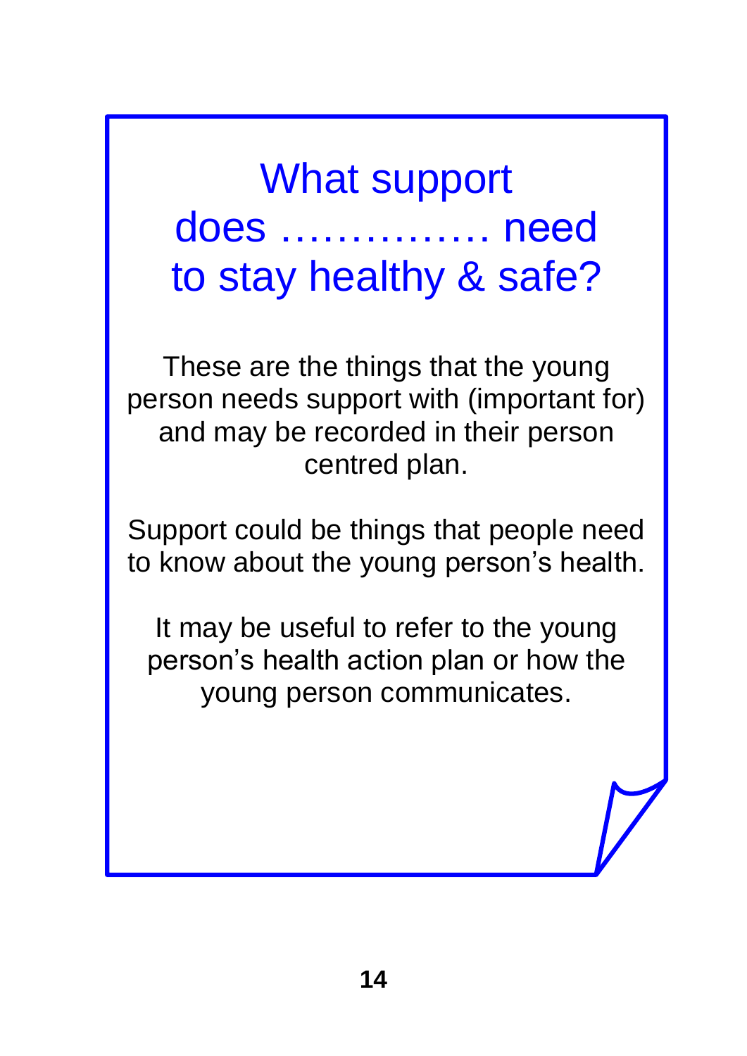# What support does …………… need to stay healthy & safe?

These are the things that the young person needs support with (important for) and may be recorded in their person centred plan.

Support could be things that people need to know about the young person's health.

It may be useful to refer to the young person's health action plan or how the young person communicates.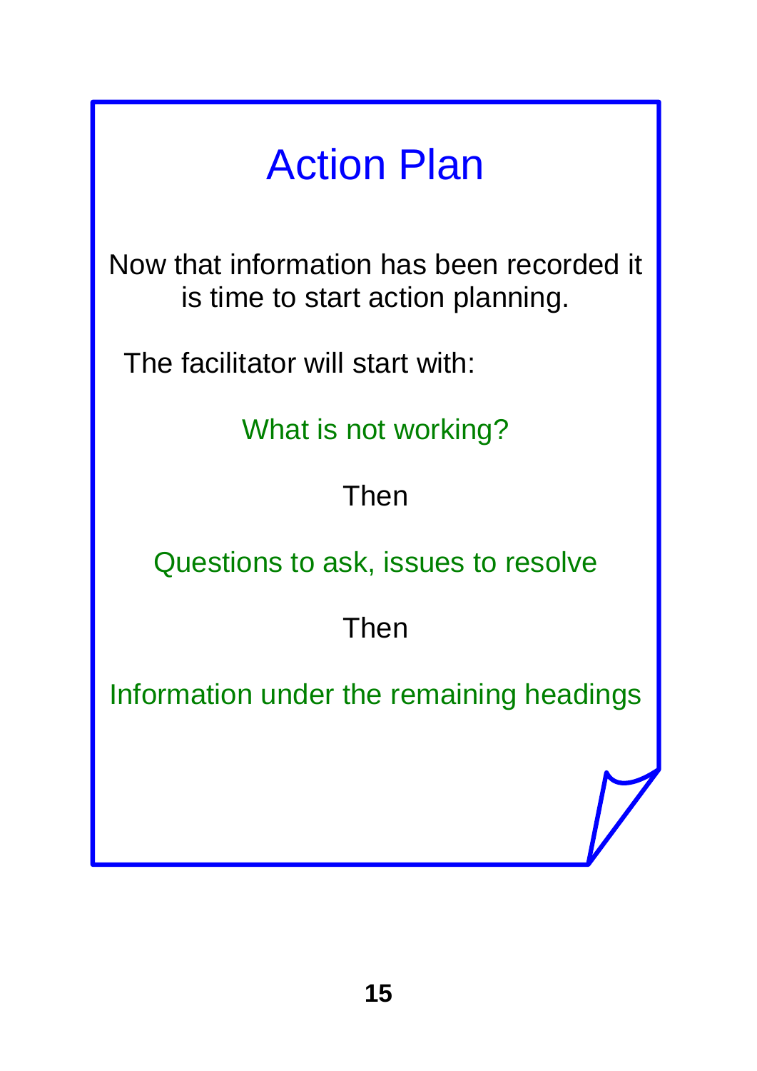# Action Plan

Now that information has been recorded it is time to start action planning.

The facilitator will start with:

What is not working?

Then

Questions to ask, issues to resolve

Then

Information under the remaining headings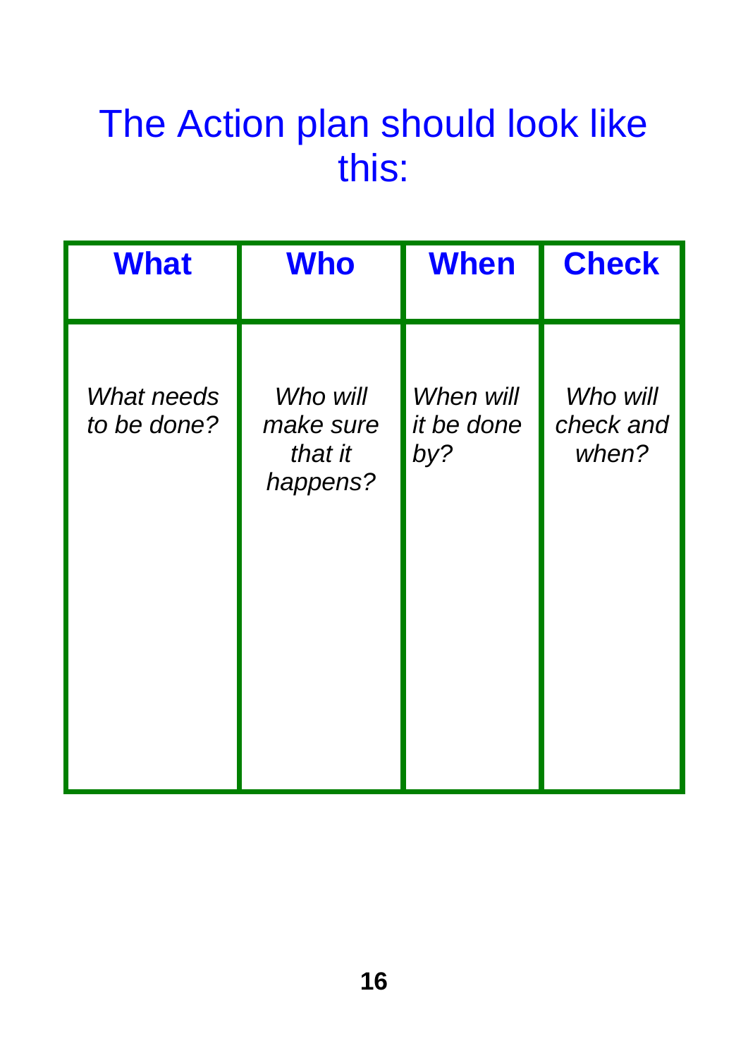# The Action plan should look like this:

| **What** | **Who** | **When** | **Check** |
|---|---|---|---|
| *What needs to be done?* | *Who will make sure that it happens?* | *When will it be done by?* | *Who will check and when?* |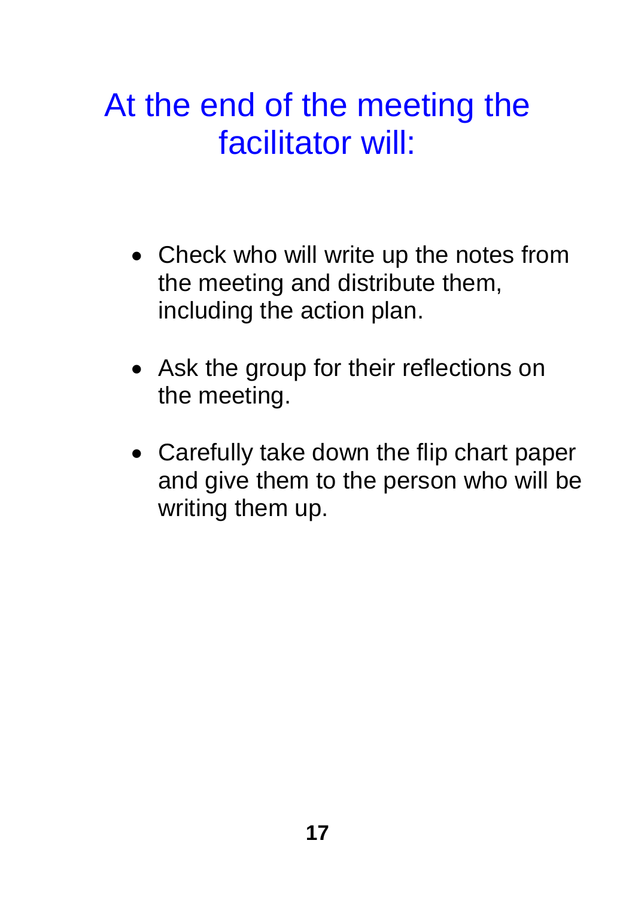# At the end of the meeting the facilitator will:

- Check who will write up the notes from the meeting and distribute them, including the action plan.
- Ask the group for their reflections on the meeting.
- Carefully take down the flip chart paper and give them to the person who will be writing them up.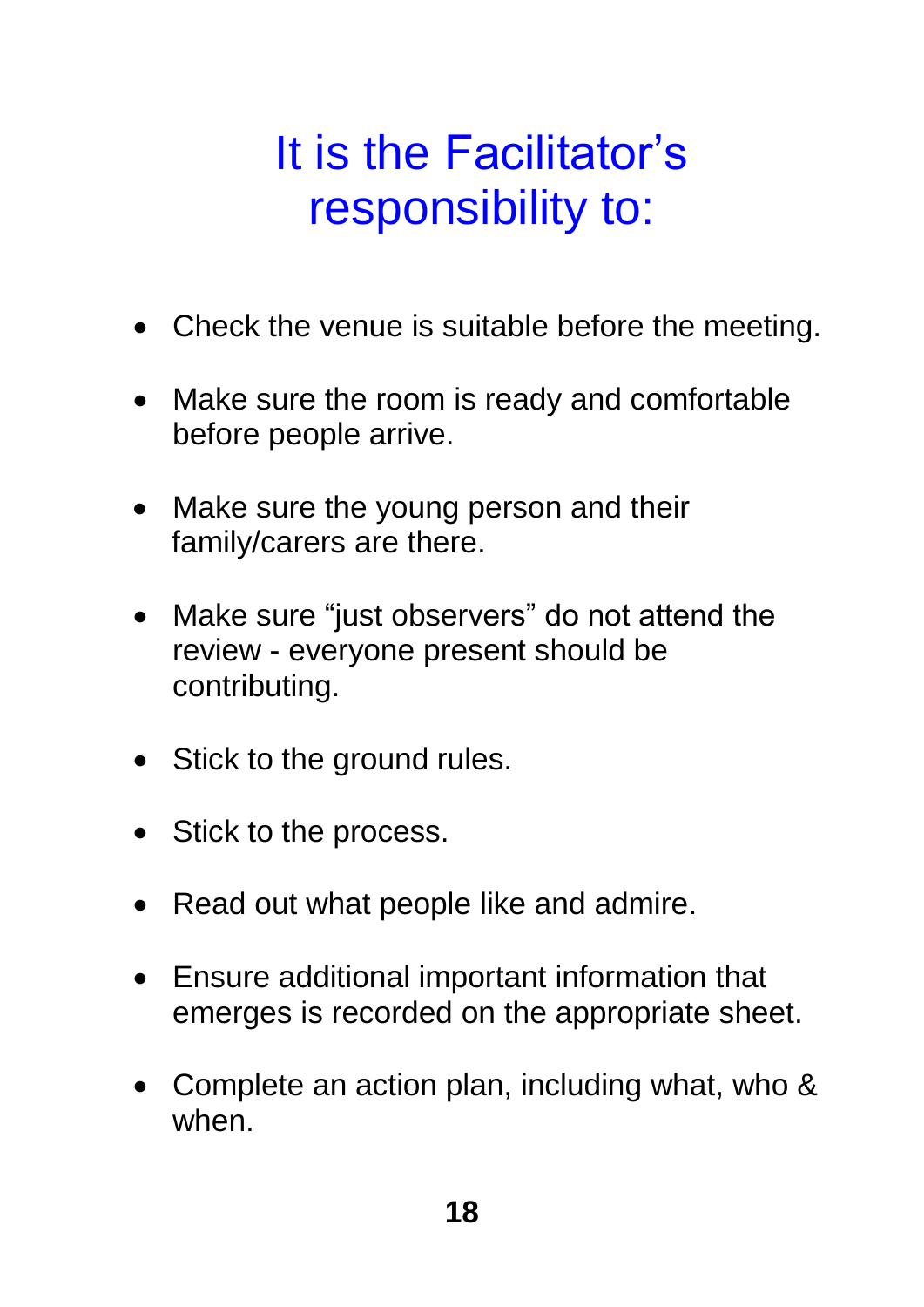# It is the Facilitator’s responsibility to:

- Check the venue is suitable before the meeting.
- Make sure the room is ready and comfortable before people arrive.
- Make sure the young person and their family/carers are there.
- Make sure “just observers” do not attend the review - everyone present should be contributing.
- Stick to the ground rules.
- Stick to the process.
- Read out what people like and admire.
- Ensure additional important information that emerges is recorded on the appropriate sheet.
- Complete an action plan, including what, who & when.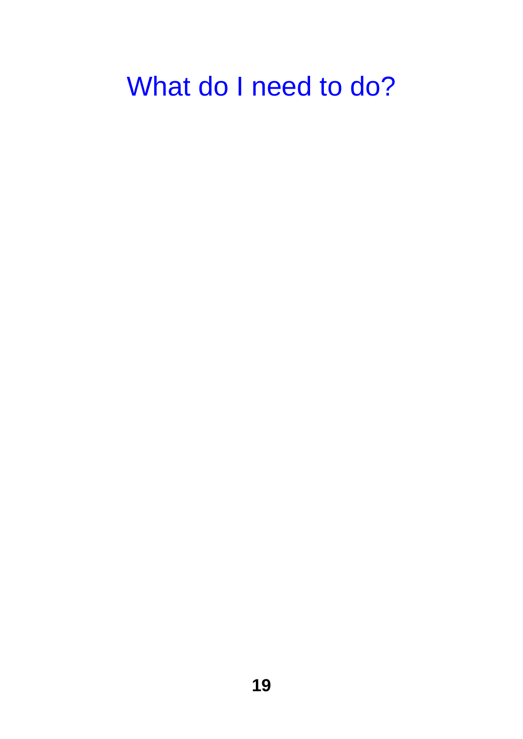# What do I need to do?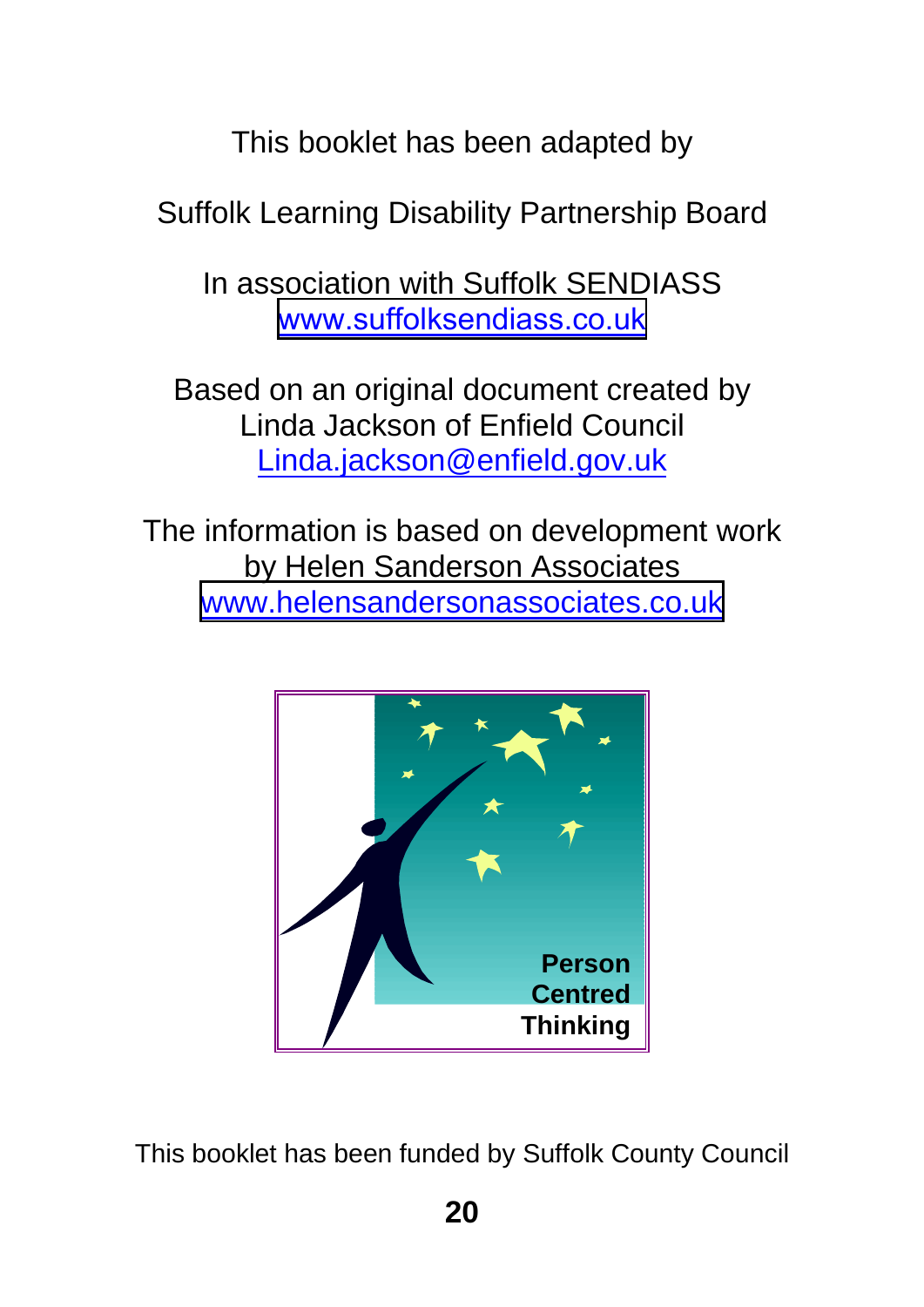This booklet has been adapted by

Suffolk Learning Disability Partnership Board

In association with Suffolk SENDIASS
www.suffolksendiass.co.uk

Based on an original document created by
Linda Jackson of Enfield Council
Linda.jackson@enfield.gov.uk

The information is based on development work
by Helen Sanderson Associates
www.helensandersonassociates.co.uk

**Person Centred Thinking**

This booklet has been funded by Suffolk County Council